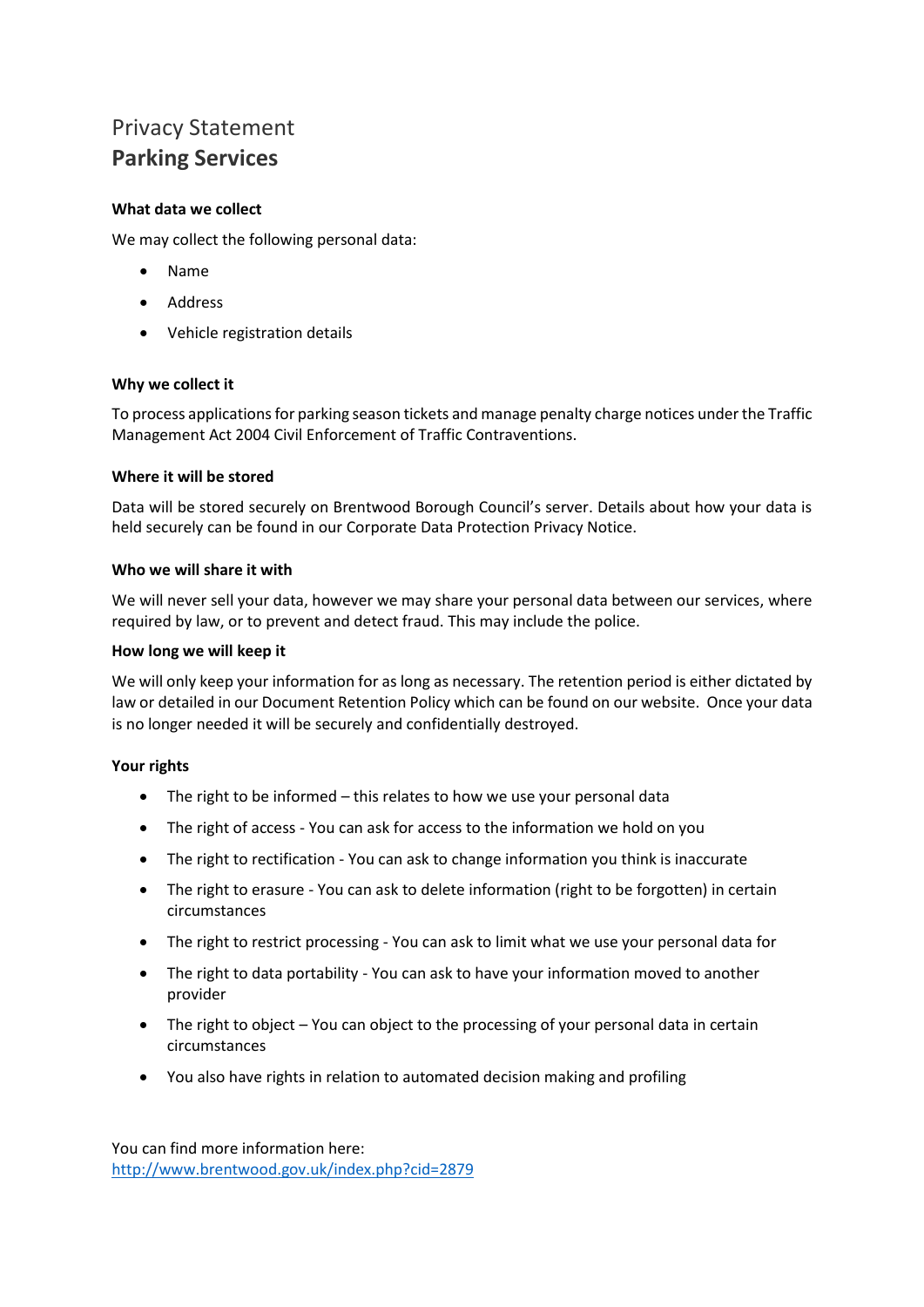# Privacy Statement
## Parking Services

**What data we collect**

We may collect the following personal data:

- Name
- Address
- Vehicle registration details

**Why we collect it**

To process applications for parking season tickets and manage penalty charge notices under the Traffic Management Act 2004 Civil Enforcement of Traffic Contraventions.

**Where it will be stored**

Data will be stored securely on Brentwood Borough Council's server. Details about how your data is held securely can be found in our Corporate Data Protection Privacy Notice.

**Who we will share it with**

We will never sell your data, however we may share your personal data between our services, where required by law, or to prevent and detect fraud. This may include the police.

**How long we will keep it**

We will only keep your information for as long as necessary. The retention period is either dictated by law or detailed in our Document Retention Policy which can be found on our website. Once your data is no longer needed it will be securely and confidentially destroyed.

**Your rights**

- The right to be informed – this relates to how we use your personal data
- The right of access - You can ask for access to the information we hold on you
- The right to rectification - You can ask to change information you think is inaccurate
- The right to erasure - You can ask to delete information (right to be forgotten) in certain circumstances
- The right to restrict processing - You can ask to limit what we use your personal data for
- The right to data portability - You can ask to have your information moved to another provider
- The right to object – You can object to the processing of your personal data in certain circumstances
- You also have rights in relation to automated decision making and profiling

You can find more information here:
http://www.brentwood.gov.uk/index.php?cid=2879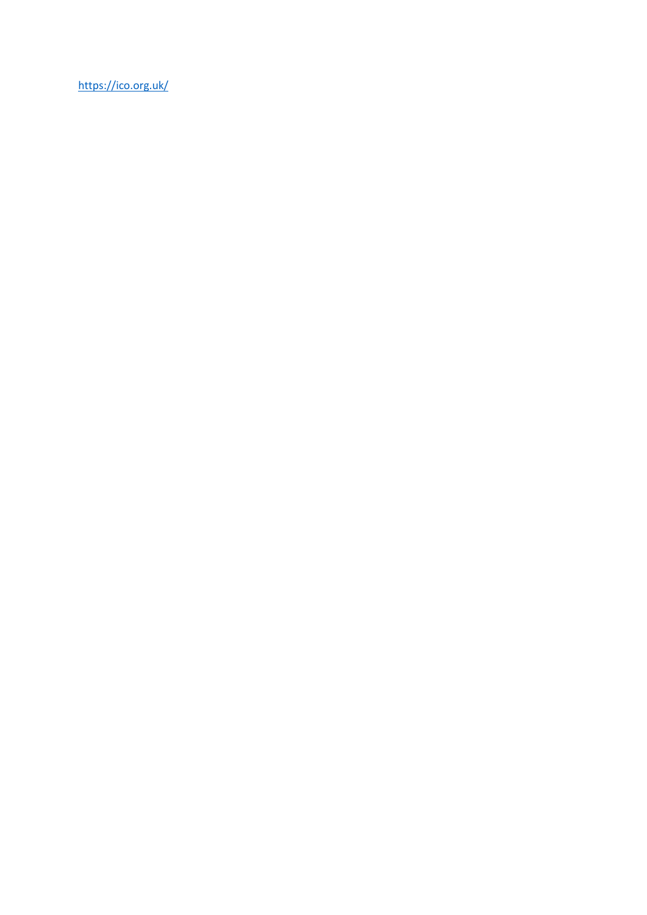https://ico.org.uk/